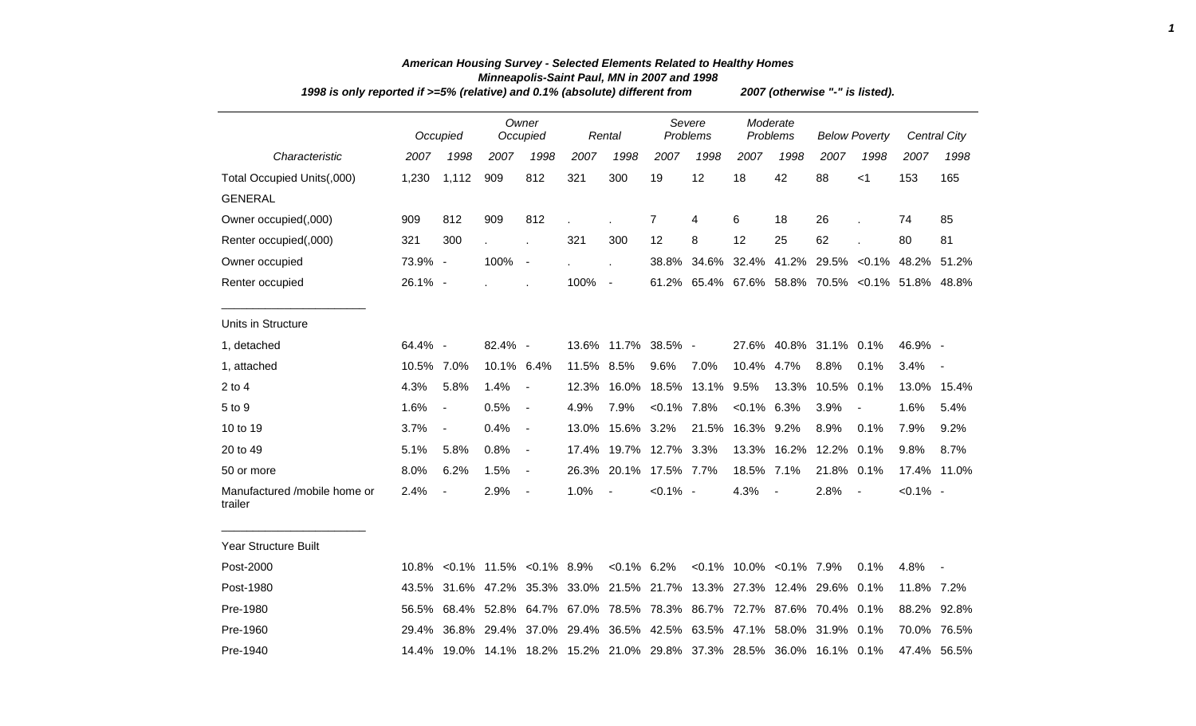# American Housing Survey - Selected Elements Related to Healthy Homes

## Minneapolis-Saint Paul, MN in 2007 and 1998

*1998 is only reported if >=5% (relative) and 0.1% (absolute) different from 2007 (otherwise "-" is listed).*

| | Occupied | | Owner Occupied | | Rental | | Severe Problems | | Moderate Problems | | Below Poverty | | Central City | |
|---|---|---|---|---|---|---|---|---|---|---|---|---|---|---|
| *Characteristic* | *2007* | *1998* | *2007* | *1998* | *2007* | *1998* | *2007* | *1998* | *2007* | *1998* | *2007* | *1998* | *2007* | *1998* |
| Total Occupied Units(,000) | 1,230 | 1,112 | 909 | 812 | 321 | 300 | 19 | 12 | 18 | 42 | 88 | <1 | 153 | 165 |
| GENERAL | | | | | | | | | | | | | | |
| Owner occupied(,000) | 909 | 812 | 909 | 812 | . | . | 7 | 4 | 6 | 18 | 26 | . | 74 | 85 |
| Renter occupied(,000) | 321 | 300 | . | . | 321 | 300 | 12 | 8 | 12 | 25 | 62 | . | 80 | 81 |
| Owner occupied | 73.9% | - | 100% | - | . | . | 38.8% | 34.6% | 32.4% | 41.2% | 29.5% | <0.1% | 48.2% | 51.2% |
| Renter occupied | 26.1% | - | . | . | 100% | - | 61.2% | 65.4% | 67.6% | 58.8% | 70.5% | <0.1% | 51.8% | 48.8% |
| Units in Structure | | | | | | | | | | | | | | |
| 1, detached | 64.4% | - | 82.4% | - | 13.6% | 11.7% | 38.5% | - | 27.6% | 40.8% | 31.1% | 0.1% | 46.9% | - |
| 1, attached | 10.5% | 7.0% | 10.1% | 6.4% | 11.5% | 8.5% | 9.6% | 7.0% | 10.4% | 4.7% | 8.8% | 0.1% | 3.4% | - |
| 2 to 4 | 4.3% | 5.8% | 1.4% | - | 12.3% | 16.0% | 18.5% | 13.1% | 9.5% | 13.3% | 10.5% | 0.1% | 13.0% | 15.4% |
| 5 to 9 | 1.6% | - | 0.5% | - | 4.9% | 7.9% | <0.1% | 7.8% | <0.1% | 6.3% | 3.9% | - | 1.6% | 5.4% |
| 10 to 19 | 3.7% | - | 0.4% | - | 13.0% | 15.6% | 3.2% | 21.5% | 16.3% | 9.2% | 8.9% | 0.1% | 7.9% | 9.2% |
| 20 to 49 | 5.1% | 5.8% | 0.8% | - | 17.4% | 19.7% | 12.7% | 3.3% | 13.3% | 16.2% | 12.2% | 0.1% | 9.8% | 8.7% |
| 50 or more | 8.0% | 6.2% | 1.5% | - | 26.3% | 20.1% | 17.5% | 7.7% | 18.5% | 7.1% | 21.8% | 0.1% | 17.4% | 11.0% |
| Manufactured /mobile home or trailer | 2.4% | - | 2.9% | - | 1.0% | - | <0.1% | - | 4.3% | - | 2.8% | - | <0.1% | - |
| Year Structure Built | | | | | | | | | | | | | | |
| Post-2000 | 10.8% | <0.1% | 11.5% | <0.1% | 8.9% | <0.1% | 6.2% | <0.1% | 10.0% | <0.1% | 7.9% | 0.1% | 4.8% | - |
| Post-1980 | 43.5% | 31.6% | 47.2% | 35.3% | 33.0% | 21.5% | 21.7% | 13.3% | 27.3% | 12.4% | 29.6% | 0.1% | 11.8% | 7.2% |
| Pre-1980 | 56.5% | 68.4% | 52.8% | 64.7% | 67.0% | 78.5% | 78.3% | 86.7% | 72.7% | 87.6% | 70.4% | 0.1% | 88.2% | 92.8% |
| Pre-1960 | 29.4% | 36.8% | 29.4% | 37.0% | 29.4% | 36.5% | 42.5% | 63.5% | 47.1% | 58.0% | 31.9% | 0.1% | 70.0% | 76.5% |
| Pre-1940 | 14.4% | 19.0% | 14.1% | 18.2% | 15.2% | 21.0% | 29.8% | 37.3% | 28.5% | 36.0% | 16.1% | 0.1% | 47.4% | 56.5% |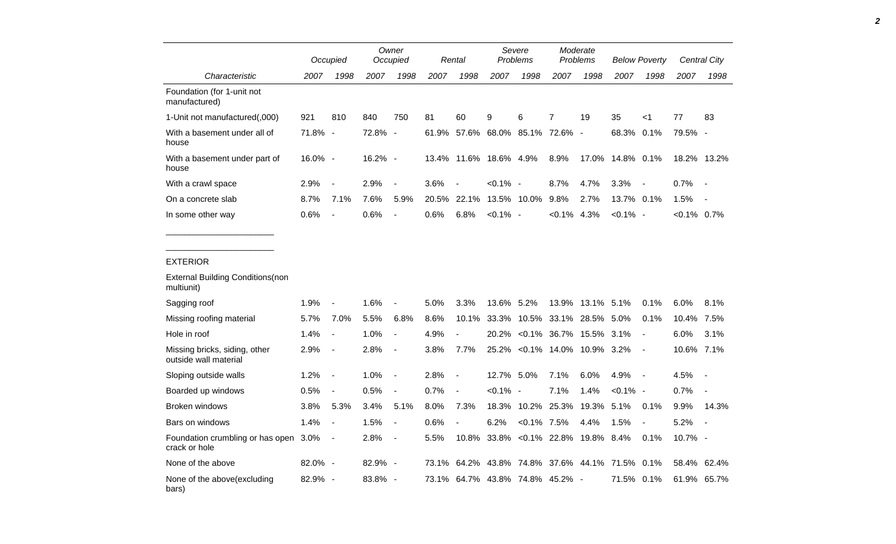| Characteristic | Occupied | | Owner Occupied | | Rental | | Severe Problems | | Moderate Problems | | Below Poverty | | Central City | |
|---|---|---|---|---|---|---|---|---|---|---|---|---|---|---|
| | 2007 | 1998 | 2007 | 1998 | 2007 | 1998 | 2007 | 1998 | 2007 | 1998 | 2007 | 1998 | 2007 | 1998 |
| Foundation (for 1-unit not manufactured) | | | | | | | | | | | | | | |
| 1-Unit not manufactured(,000) | 921 | 810 | 840 | 750 | 81 | 60 | 9 | 6 | 7 | 19 | 35 | <1 | 77 | 83 |
| With a basement under all of house | 71.8% | - | 72.8% | - | 61.9% | 57.6% | 68.0% | 85.1% | 72.6% | - | 68.3% | 0.1% | 79.5% | - |
| With a basement under part of house | 16.0% | - | 16.2% | - | 13.4% | 11.6% | 18.6% | 4.9% | 8.9% | 17.0% | 14.8% | 0.1% | 18.2% | 13.2% |
| With a crawl space | 2.9% | - | 2.9% | - | 3.6% | - | <0.1% | - | 8.7% | 4.7% | 3.3% | - | 0.7% | - |
| On a concrete slab | 8.7% | 7.1% | 7.6% | 5.9% | 20.5% | 22.1% | 13.5% | 10.0% | 9.8% | 2.7% | 13.7% | 0.1% | 1.5% | - |
| In some other way | 0.6% | - | 0.6% | - | 0.6% | 6.8% | <0.1% | - | <0.1% | 4.3% | <0.1% | - | <0.1% | 0.7% |

_______________________

_______________________

| Characteristic | Occupied | | Owner Occupied | | Rental | | Severe Problems | | Moderate Problems | | Below Poverty | | Central City | |
|---|---|---|---|---|---|---|---|---|---|---|---|---|---|---|
| | 2007 | 1998 | 2007 | 1998 | 2007 | 1998 | 2007 | 1998 | 2007 | 1998 | 2007 | 1998 | 2007 | 1998 |
| EXTERIOR | | | | | | | | | | | | | | |
| External Building Conditions(non multiunit) | | | | | | | | | | | | | | |
| Sagging roof | 1.9% | - | 1.6% | - | 5.0% | 3.3% | 13.6% | 5.2% | 13.9% | 13.1% | 5.1% | 0.1% | 6.0% | 8.1% |
| Missing roofing material | 5.7% | 7.0% | 5.5% | 6.8% | 8.6% | 10.1% | 33.3% | 10.5% | 33.1% | 28.5% | 5.0% | 0.1% | 10.4% | 7.5% |
| Hole in roof | 1.4% | - | 1.0% | - | 4.9% | - | 20.2% | <0.1% | 36.7% | 15.5% | 3.1% | - | 6.0% | 3.1% |
| Missing bricks, siding, other outside wall material | 2.9% | - | 2.8% | - | 3.8% | 7.7% | 25.2% | <0.1% | 14.0% | 10.9% | 3.2% | - | 10.6% | 7.1% |
| Sloping outside walls | 1.2% | - | 1.0% | - | 2.8% | - | 12.7% | 5.0% | 7.1% | 6.0% | 4.9% | - | 4.5% | - |
| Boarded up windows | 0.5% | - | 0.5% | - | 0.7% | - | <0.1% | - | 7.1% | 1.4% | <0.1% | - | 0.7% | - |
| Broken windows | 3.8% | 5.3% | 3.4% | 5.1% | 8.0% | 7.3% | 18.3% | 10.2% | 25.3% | 19.3% | 5.1% | 0.1% | 9.9% | 14.3% |
| Bars on windows | 1.4% | - | 1.5% | - | 0.6% | - | 6.2% | <0.1% | 7.5% | 4.4% | 1.5% | - | 5.2% | - |
| Foundation crumbling or has open crack or hole | 3.0% | - | 2.8% | - | 5.5% | 10.8% | 33.8% | <0.1% | 22.8% | 19.8% | 8.4% | 0.1% | 10.7% | - |
| None of the above | 82.0% | - | 82.9% | - | 73.1% | 64.2% | 43.8% | 74.8% | 37.6% | 44.1% | 71.5% | 0.1% | 58.4% | 62.4% |
| None of the above(excluding bars) | 82.9% | - | 83.8% | - | 73.1% | 64.7% | 43.8% | 74.8% | 45.2% | - | 71.5% | 0.1% | 61.9% | 65.7% |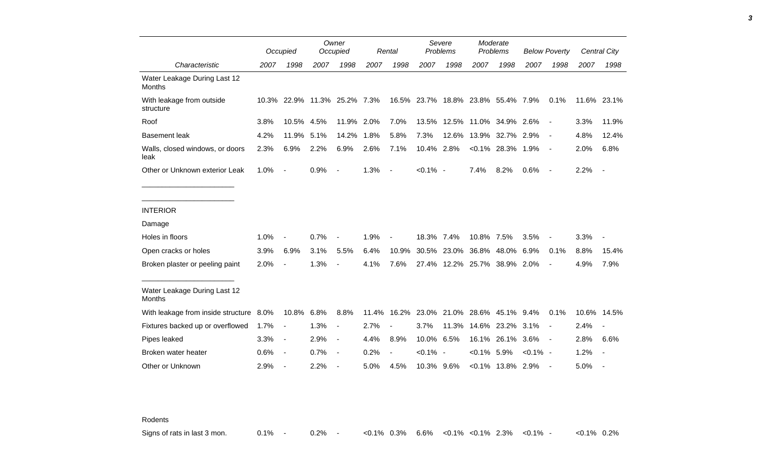| Characteristic | Occupied | | Owner Occupied | | Rental | | Severe Problems | | Moderate Problems | | Below Poverty | | Central City | |
|---|---|---|---|---|---|---|---|---|---|---|---|---|---|---|
| | 2007 | 1998 | 2007 | 1998 | 2007 | 1998 | 2007 | 1998 | 2007 | 1998 | 2007 | 1998 | 2007 | 1998 |
| Water Leakage During Last 12 Months | | | | | | | | | | | | | | |
| With leakage from outside structure | 10.3% | 22.9% | 11.3% | 25.2% | 7.3% | 16.5% | 23.7% | 18.8% | 23.8% | 55.4% | 7.9% | 0.1% | 11.6% | 23.1% |
| Roof | 3.8% | 10.5% | 4.5% | 11.9% | 2.0% | 7.0% | 13.5% | 12.5% | 11.0% | 34.9% | 2.6% | - | 3.3% | 11.9% |
| Basement leak | 4.2% | 11.9% | 5.1% | 14.2% | 1.8% | 5.8% | 7.3% | 12.6% | 13.9% | 32.7% | 2.9% | - | 4.8% | 12.4% |
| Walls, closed windows, or doors leak | 2.3% | 6.9% | 2.2% | 6.9% | 2.6% | 7.1% | 10.4% | 2.8% | <0.1% | 28.3% | 1.9% | - | 2.0% | 6.8% |
| Other or Unknown exterior Leak | 1.0% | - | 0.9% | - | 1.3% | - | <0.1% | - | 7.4% | 8.2% | 0.6% | - | 2.2% | - |
| INTERIOR | | | | | | | | | | | | | | |
| Damage | | | | | | | | | | | | | | |
| Holes in floors | 1.0% | - | 0.7% | - | 1.9% | - | 18.3% | 7.4% | 10.8% | 7.5% | 3.5% | - | 3.3% | - |
| Open cracks or holes | 3.9% | 6.9% | 3.1% | 5.5% | 6.4% | 10.9% | 30.5% | 23.0% | 36.8% | 48.0% | 6.9% | 0.1% | 8.8% | 15.4% |
| Broken plaster or peeling paint | 2.0% | - | 1.3% | - | 4.1% | 7.6% | 27.4% | 12.2% | 25.7% | 38.9% | 2.0% | - | 4.9% | 7.9% |
| Water Leakage During Last 12 Months | | | | | | | | | | | | | | |
| With leakage from inside structure | 8.0% | 10.8% | 6.8% | 8.8% | 11.4% | 16.2% | 23.0% | 21.0% | 28.6% | 45.1% | 9.4% | 0.1% | 10.6% | 14.5% |
| Fixtures backed up or overflowed | 1.7% | - | 1.3% | - | 2.7% | - | 3.7% | 11.3% | 14.6% | 23.2% | 3.1% | - | 2.4% | - |
| Pipes leaked | 3.3% | - | 2.9% | - | 4.4% | 8.9% | 10.0% | 6.5% | 16.1% | 26.1% | 3.6% | - | 2.8% | 6.6% |
| Broken water heater | 0.6% | - | 0.7% | - | 0.2% | - | <0.1% | - | <0.1% | 5.9% | <0.1% | - | 1.2% | - |
| Other or Unknown | 2.9% | - | 2.2% | - | 5.0% | 4.5% | 10.3% | 9.6% | <0.1% | 13.8% | 2.9% | - | 5.0% | - |
| Rodents | | | | | | | | | | | | | | |
| Signs of rats in last 3 mon. | 0.1% | - | 0.2% | - | <0.1% | 0.3% | 6.6% | <0.1% | <0.1% | 2.3% | <0.1% | - | <0.1% | 0.2% |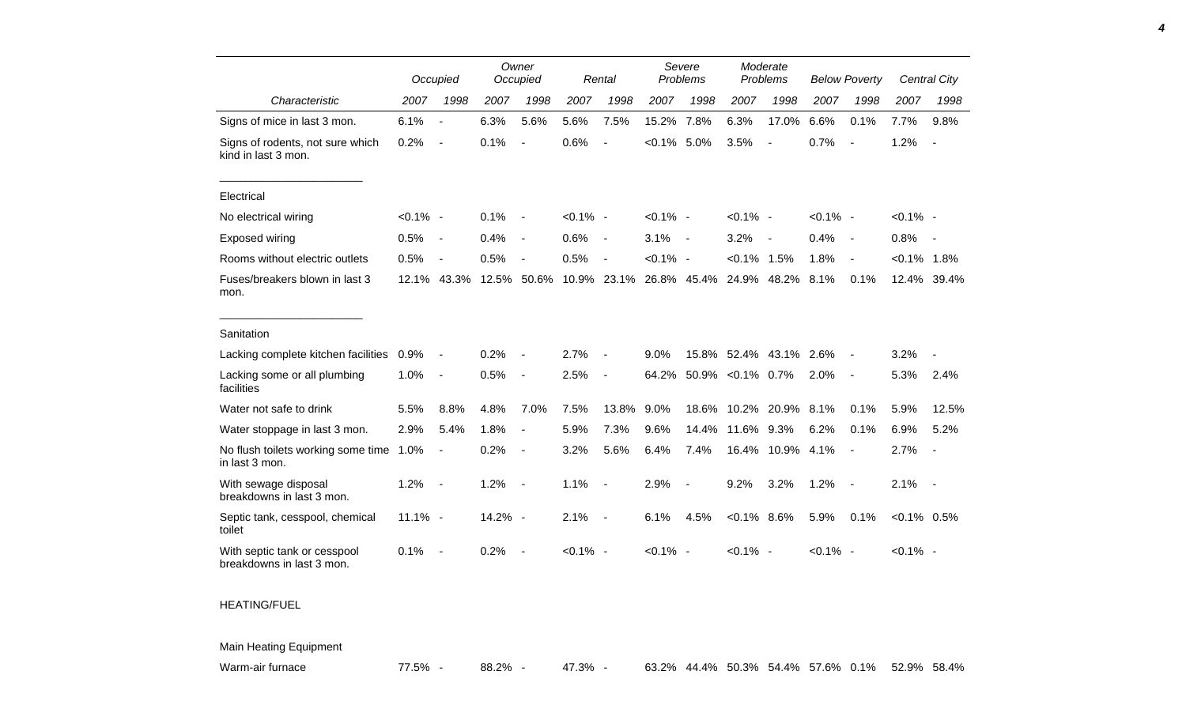| Characteristic | Occupied | | Owner Occupied | | Rental | | Severe Problems | | Moderate Problems | | Below Poverty | | Central City | |
|---|---|---|---|---|---|---|---|---|---|---|---|---|---|---|
| | 2007 | 1998 | 2007 | 1998 | 2007 | 1998 | 2007 | 1998 | 2007 | 1998 | 2007 | 1998 | 2007 | 1998 |
| Signs of mice in last 3 mon. | 6.1% | - | 6.3% | 5.6% | 5.6% | 7.5% | 15.2% | 7.8% | 6.3% | 17.0% | 6.6% | 0.1% | 7.7% | 9.8% |
| Signs of rodents, not sure which kind in last 3 mon. | 0.2% | - | 0.1% | - | 0.6% | - | <0.1% | 5.0% | 3.5% | - | 0.7% | - | 1.2% | - |
| Electrical | | | | | | | | | | | | | | |
| No electrical wiring | <0.1% | - | 0.1% | - | <0.1% | - | <0.1% | - | <0.1% | - | <0.1% | - | <0.1% | - |
| Exposed wiring | 0.5% | - | 0.4% | - | 0.6% | - | 3.1% | - | 3.2% | - | 0.4% | - | 0.8% | - |
| Rooms without electric outlets | 0.5% | - | 0.5% | - | 0.5% | - | <0.1% | - | <0.1% | 1.5% | 1.8% | - | <0.1% | 1.8% |
| Fuses/breakers blown in last 3 mon. | 12.1% | 43.3% | 12.5% | 50.6% | 10.9% | 23.1% | 26.8% | 45.4% | 24.9% | 48.2% | 8.1% | 0.1% | 12.4% | 39.4% |
| Sanitation | | | | | | | | | | | | | | |
| Lacking complete kitchen facilities | 0.9% | - | 0.2% | - | 2.7% | - | 9.0% | 15.8% | 52.4% | 43.1% | 2.6% | - | 3.2% | - |
| Lacking some or all plumbing facilities | 1.0% | - | 0.5% | - | 2.5% | - | 64.2% | 50.9% | <0.1% | 0.7% | 2.0% | - | 5.3% | 2.4% |
| Water not safe to drink | 5.5% | 8.8% | 4.8% | 7.0% | 7.5% | 13.8% | 9.0% | 18.6% | 10.2% | 20.9% | 8.1% | 0.1% | 5.9% | 12.5% |
| Water stoppage in last 3 mon. | 2.9% | 5.4% | 1.8% | - | 5.9% | 7.3% | 9.6% | 14.4% | 11.6% | 9.3% | 6.2% | 0.1% | 6.9% | 5.2% |
| No flush toilets working some time in last 3 mon. | 1.0% | - | 0.2% | - | 3.2% | 5.6% | 6.4% | 7.4% | 16.4% | 10.9% | 4.1% | - | 2.7% | - |
| With sewage disposal breakdowns in last 3 mon. | 1.2% | - | 1.2% | - | 1.1% | - | 2.9% | - | 9.2% | 3.2% | 1.2% | - | 2.1% | - |
| Septic tank, cesspool, chemical toilet | 11.1% | - | 14.2% | - | 2.1% | - | 6.1% | 4.5% | <0.1% | 8.6% | 5.9% | 0.1% | <0.1% | 0.5% |
| With septic tank or cesspool breakdowns in last 3 mon. | 0.1% | - | 0.2% | - | <0.1% | - | <0.1% | - | <0.1% | - | <0.1% | - | <0.1% | - |
| HEATING/FUEL | | | | | | | | | | | | | | |
| Main Heating Equipment | | | | | | | | | | | | | | |
| Warm-air furnace | 77.5% | - | 88.2% | - | 47.3% | - | 63.2% | 44.4% | 50.3% | 54.4% | 57.6% | 0.1% | 52.9% | 58.4% |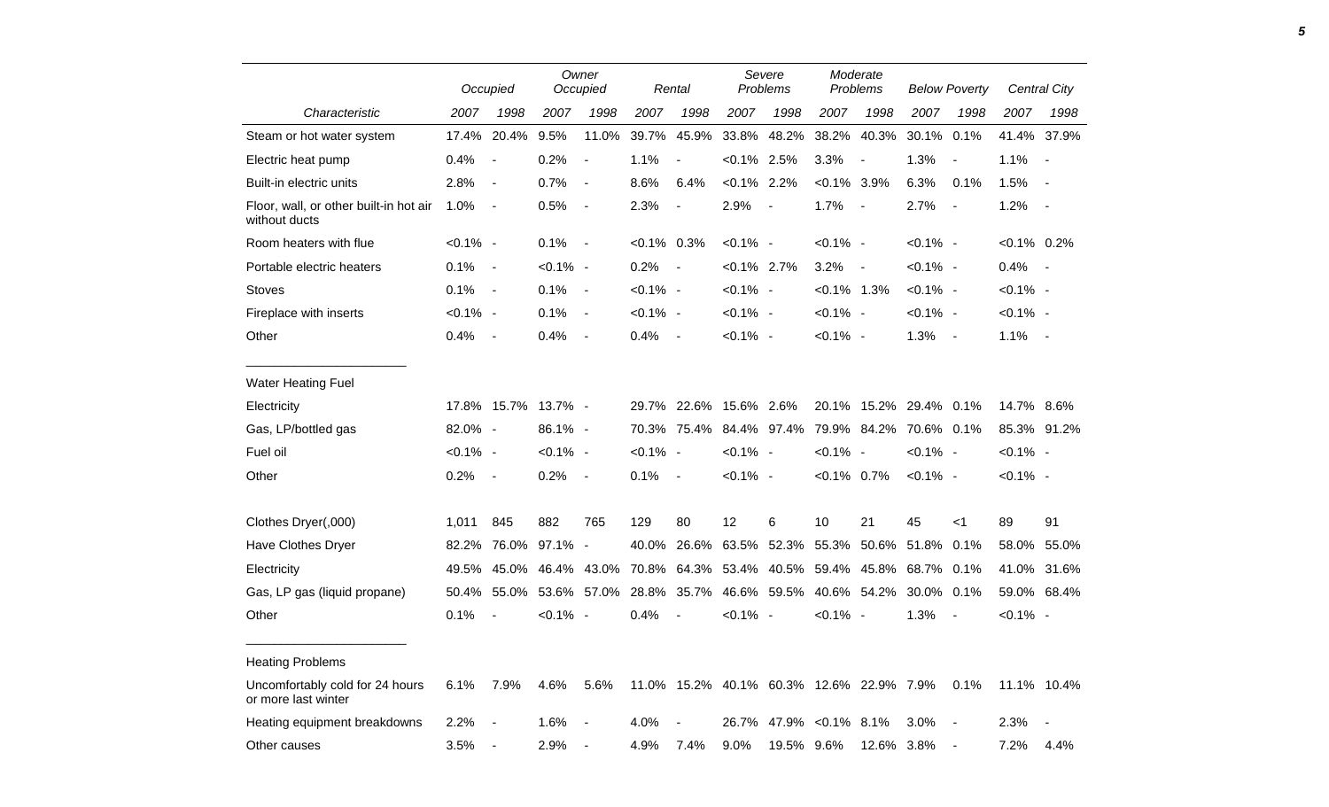| Characteristic | Occupied | | Owner Occupied | | Rental | | Severe Problems | | Moderate Problems | | Below Poverty | | Central City | |
|---|---|---|---|---|---|---|---|---|---|---|---|---|---|---|
| | 2007 | 1998 | 2007 | 1998 | 2007 | 1998 | 2007 | 1998 | 2007 | 1998 | 2007 | 1998 | 2007 | 1998 |
| Steam or hot water system | 17.4% | 20.4% | 9.5% | 11.0% | 39.7% | 45.9% | 33.8% | 48.2% | 38.2% | 40.3% | 30.1% | 0.1% | 41.4% | 37.9% |
| Electric heat pump | 0.4% | - | 0.2% | - | 1.1% | - | <0.1% | 2.5% | 3.3% | - | 1.3% | - | 1.1% | - |
| Built-in electric units | 2.8% | - | 0.7% | - | 8.6% | 6.4% | <0.1% | 2.2% | <0.1% | 3.9% | 6.3% | 0.1% | 1.5% | - |
| Floor, wall, or other built-in hot air without ducts | 1.0% | - | 0.5% | - | 2.3% | - | 2.9% | - | 1.7% | - | 2.7% | - | 1.2% | - |
| Room heaters with flue | <0.1% | - | 0.1% | - | <0.1% | 0.3% | <0.1% | - | <0.1% | - | <0.1% | - | <0.1% | 0.2% |
| Portable electric heaters | 0.1% | - | <0.1% | - | 0.2% | - | <0.1% | 2.7% | 3.2% | - | <0.1% | - | 0.4% | - |
| Stoves | 0.1% | - | 0.1% | - | <0.1% | - | <0.1% | - | <0.1% | 1.3% | <0.1% | - | <0.1% | - |
| Fireplace with inserts | <0.1% | - | 0.1% | - | <0.1% | - | <0.1% | - | <0.1% | - | <0.1% | - | <0.1% | - |
| Other | 0.4% | - | 0.4% | - | 0.4% | - | <0.1% | - | <0.1% | - | 1.3% | - | 1.1% | - |
| Water Heating Fuel | | | | | | | | | | | | | | |
| Electricity | 17.8% | 15.7% | 13.7% | - | 29.7% | 22.6% | 15.6% | 2.6% | 20.1% | 15.2% | 29.4% | 0.1% | 14.7% | 8.6% |
| Gas, LP/bottled gas | 82.0% | - | 86.1% | - | 70.3% | 75.4% | 84.4% | 97.4% | 79.9% | 84.2% | 70.6% | 0.1% | 85.3% | 91.2% |
| Fuel oil | <0.1% | - | <0.1% | - | <0.1% | - | <0.1% | - | <0.1% | - | <0.1% | - | <0.1% | - |
| Other | 0.2% | - | 0.2% | - | 0.1% | - | <0.1% | - | <0.1% | 0.7% | <0.1% | - | <0.1% | - |
| Clothes Dryer(,000) | 1,011 | 845 | 882 | 765 | 129 | 80 | 12 | 6 | 10 | 21 | 45 | <1 | 89 | 91 |
| Have Clothes Dryer | 82.2% | 76.0% | 97.1% | - | 40.0% | 26.6% | 63.5% | 52.3% | 55.3% | 50.6% | 51.8% | 0.1% | 58.0% | 55.0% |
| Electricity | 49.5% | 45.0% | 46.4% | 43.0% | 70.8% | 64.3% | 53.4% | 40.5% | 59.4% | 45.8% | 68.7% | 0.1% | 41.0% | 31.6% |
| Gas, LP gas (liquid propane) | 50.4% | 55.0% | 53.6% | 57.0% | 28.8% | 35.7% | 46.6% | 59.5% | 40.6% | 54.2% | 30.0% | 0.1% | 59.0% | 68.4% |
| Other | 0.1% | - | <0.1% | - | 0.4% | - | <0.1% | - | <0.1% | - | 1.3% | - | <0.1% | - |
| Heating Problems | | | | | | | | | | | | | | |
| Uncomfortably cold for 24 hours or more last winter | 6.1% | 7.9% | 4.6% | 5.6% | 11.0% | 15.2% | 40.1% | 60.3% | 12.6% | 22.9% | 7.9% | 0.1% | 11.1% | 10.4% |
| Heating equipment breakdowns | 2.2% | - | 1.6% | - | 4.0% | - | 26.7% | 47.9% | <0.1% | 8.1% | 3.0% | - | 2.3% | - |
| Other causes | 3.5% | - | 2.9% | - | 4.9% | 7.4% | 9.0% | 19.5% | 9.6% | 12.6% | 3.8% | - | 7.2% | 4.4% |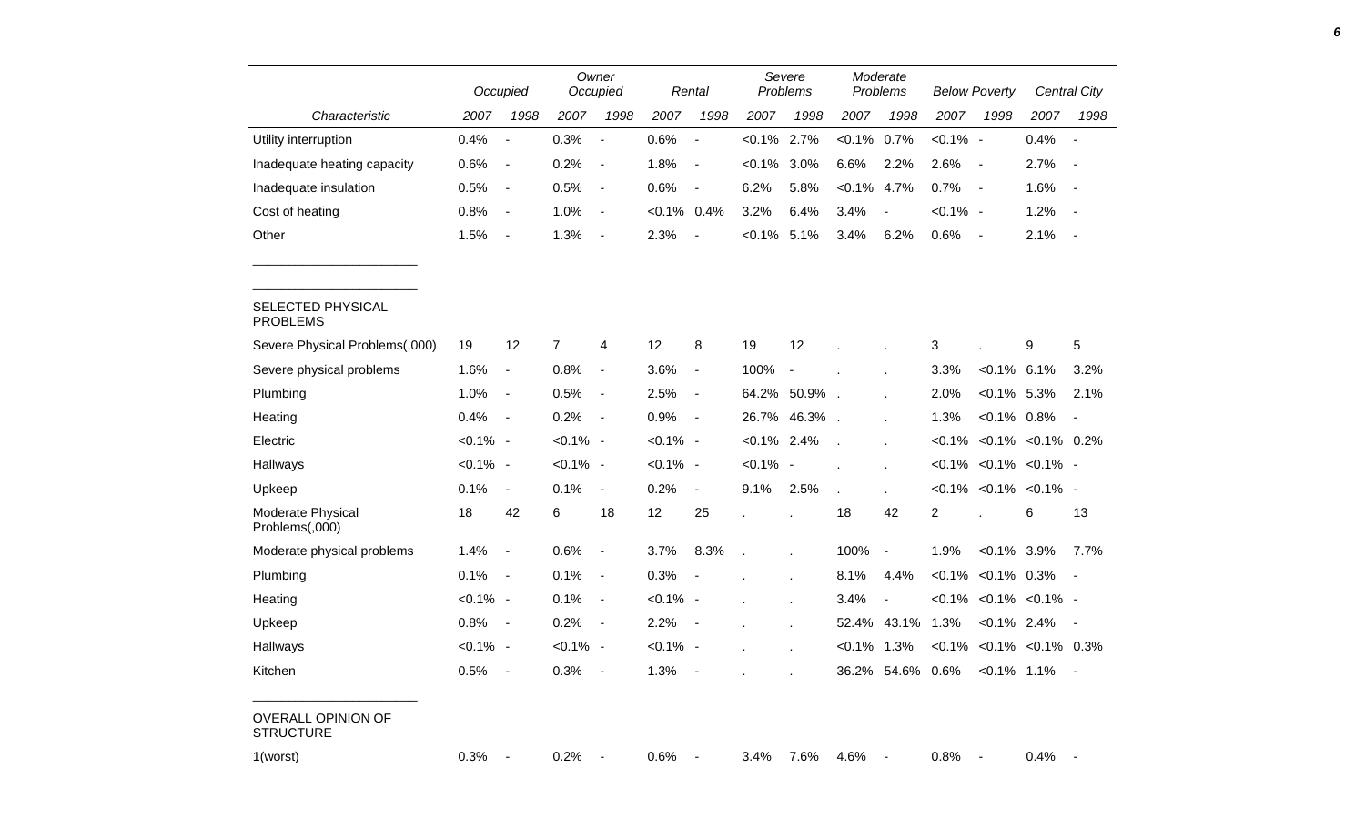| Characteristic | Occupied | | Owner Occupied | | Rental | | Severe Problems | | Moderate Problems | | Below Poverty | | Central City | |
|---|---|---|---|---|---|---|---|---|---|---|---|---|---|---|
| | 2007 | 1998 | 2007 | 1998 | 2007 | 1998 | 2007 | 1998 | 2007 | 1998 | 2007 | 1998 | 2007 | 1998 |
| Utility interruption | 0.4% | - | 0.3% | - | 0.6% | - | <0.1% | 2.7% | <0.1% | 0.7% | <0.1% | - | 0.4% | - |
| Inadequate heating capacity | 0.6% | - | 0.2% | - | 1.8% | - | <0.1% | 3.0% | 6.6% | 2.2% | 2.6% | - | 2.7% | - |
| Inadequate insulation | 0.5% | - | 0.5% | - | 0.6% | - | 6.2% | 5.8% | <0.1% | 4.7% | 0.7% | - | 1.6% | - |
| Cost of heating | 0.8% | - | 1.0% | - | <0.1% | 0.4% | 3.2% | 6.4% | 3.4% | - | <0.1% | - | 1.2% | - |
| Other | 1.5% | - | 1.3% | - | 2.3% | - | <0.1% | 5.1% | 3.4% | 6.2% | 0.6% | - | 2.1% | - |
| SELECTED PHYSICAL PROBLEMS | | | | | | | | | | | | | | |
| Severe Physical Problems(,000) | 19 | 12 | 7 | 4 | 12 | 8 | 19 | 12 | . | . | 3 | . | 9 | 5 |
| Severe physical problems | 1.6% | - | 0.8% | - | 3.6% | - | 100% | - | . | . | 3.3% | <0.1% | 6.1% | 3.2% |
| Plumbing | 1.0% | - | 0.5% | - | 2.5% | - | 64.2% | 50.9% | . | . | 2.0% | <0.1% | 5.3% | 2.1% |
| Heating | 0.4% | - | 0.2% | - | 0.9% | - | 26.7% | 46.3% | . | . | 1.3% | <0.1% | 0.8% | - |
| Electric | <0.1% | - | <0.1% | - | <0.1% | - | <0.1% | 2.4% | . | . | <0.1% | <0.1% | <0.1% | 0.2% |
| Hallways | <0.1% | - | <0.1% | - | <0.1% | - | <0.1% | - | . | . | <0.1% | <0.1% | <0.1% | - |
| Upkeep | 0.1% | - | 0.1% | - | 0.2% | - | 9.1% | 2.5% | . | . | <0.1% | <0.1% | <0.1% | - |
| Moderate Physical Problems(,000) | 18 | 42 | 6 | 18 | 12 | 25 | . | . | 18 | 42 | 2 | . | 6 | 13 |
| Moderate physical problems | 1.4% | - | 0.6% | - | 3.7% | 8.3% | . | . | 100% | - | 1.9% | <0.1% | 3.9% | 7.7% |
| Plumbing | 0.1% | - | 0.1% | - | 0.3% | - | . | . | 8.1% | 4.4% | <0.1% | <0.1% | 0.3% | - |
| Heating | <0.1% | - | 0.1% | - | <0.1% | - | . | . | 3.4% | - | <0.1% | <0.1% | <0.1% | - |
| Upkeep | 0.8% | - | 0.2% | - | 2.2% | - | . | . | 52.4% | 43.1% | 1.3% | <0.1% | 2.4% | - |
| Hallways | <0.1% | - | <0.1% | - | <0.1% | - | . | . | <0.1% | 1.3% | <0.1% | <0.1% | <0.1% | 0.3% |
| Kitchen | 0.5% | - | 0.3% | - | 1.3% | - | . | . | 36.2% | 54.6% | 0.6% | <0.1% | 1.1% | - |
| OVERALL OPINION OF STRUCTURE | | | | | | | | | | | | | | |
| 1(worst) | 0.3% | - | 0.2% | - | 0.6% | - | 3.4% | 7.6% | 4.6% | - | 0.8% | - | 0.4% | - |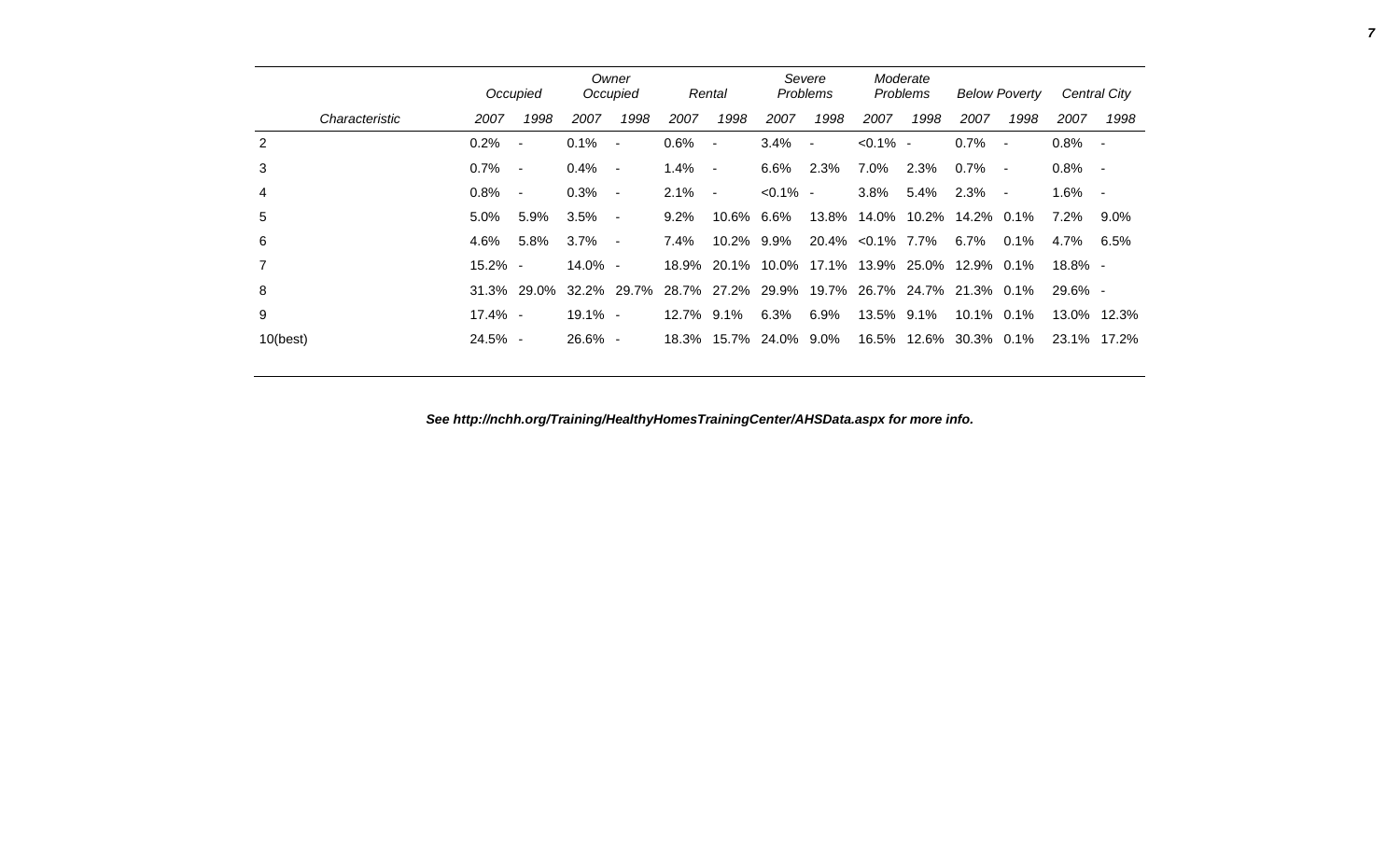| | Occupied | | Owner Occupied | | Rental | | Severe Problems | | Moderate Problems | | Below Poverty | | Central City | |
|---|---|---|---|---|---|---|---|---|---|---|---|---|---|---|
| Characteristic | 2007 | 1998 | 2007 | 1998 | 2007 | 1998 | 2007 | 1998 | 2007 | 1998 | 2007 | 1998 | 2007 | 1998 |
| 2 | 0.2% | - | 0.1% | - | 0.6% | - | 3.4% | - | <0.1% | - | 0.7% | - | 0.8% | - |
| 3 | 0.7% | - | 0.4% | - | 1.4% | - | 6.6% | 2.3% | 7.0% | 2.3% | 0.7% | - | 0.8% | - |
| 4 | 0.8% | - | 0.3% | - | 2.1% | - | <0.1% | - | 3.8% | 5.4% | 2.3% | - | 1.6% | - |
| 5 | 5.0% | 5.9% | 3.5% | - | 9.2% | 10.6% | 6.6% | 13.8% | 14.0% | 10.2% | 14.2% | 0.1% | 7.2% | 9.0% |
| 6 | 4.6% | 5.8% | 3.7% | - | 7.4% | 10.2% | 9.9% | 20.4% | <0.1% | 7.7% | 6.7% | 0.1% | 4.7% | 6.5% |
| 7 | 15.2% | - | 14.0% | - | 18.9% | 20.1% | 10.0% | 17.1% | 13.9% | 25.0% | 12.9% | 0.1% | 18.8% | - |
| 8 | 31.3% | 29.0% | 32.2% | 29.7% | 28.7% | 27.2% | 29.9% | 19.7% | 26.7% | 24.7% | 21.3% | 0.1% | 29.6% | - |
| 9 | 17.4% | - | 19.1% | - | 12.7% | 9.1% | 6.3% | 6.9% | 13.5% | 9.1% | 10.1% | 0.1% | 13.0% | 12.3% |
| 10(best) | 24.5% | - | 26.6% | - | 18.3% | 15.7% | 24.0% | 9.0% | 16.5% | 12.6% | 30.3% | 0.1% | 23.1% | 17.2% |

***See http://nchh.org/Training/HealthyHomesTrainingCenter/AHSData.aspx for more info.***